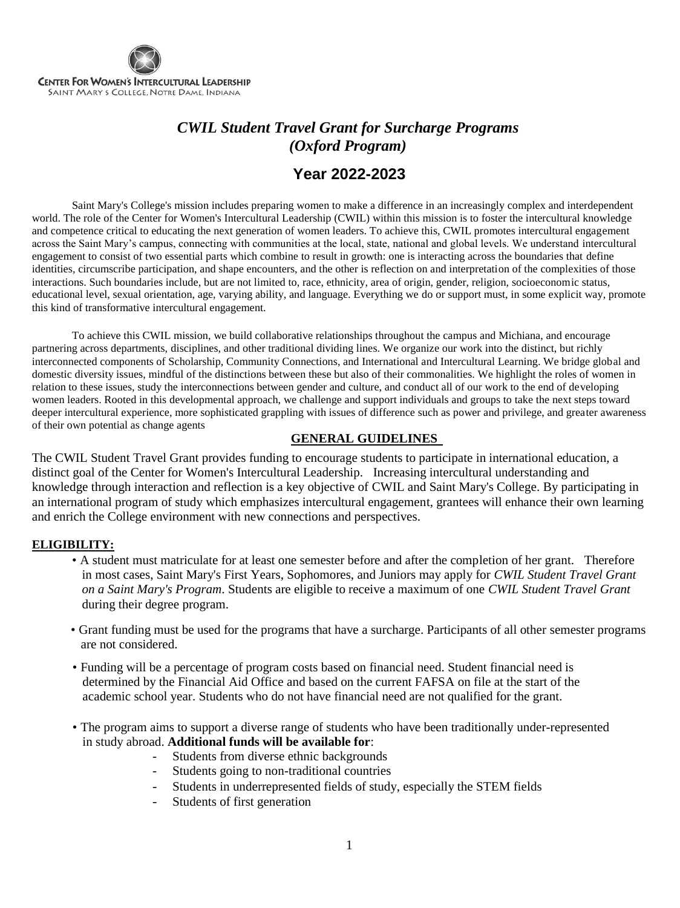CENTER FOR WOMEN'S INTERCULTURAL LEADERSHIP
SAINT MARY'S COLLEGE, NOTRE DAME, INDIANA

# *CWIL Student Travel Grant for Surcharge Programs (Oxford Program)*

## Year 2022-2023

Saint Mary's College's mission includes preparing women to make a difference in an increasingly complex and interdependent world. The role of the Center for Women's Intercultural Leadership (CWIL) within this mission is to foster the intercultural knowledge and competence critical to educating the next generation of women leaders. To achieve this, CWIL promotes intercultural engagement across the Saint Mary's campus, connecting with communities at the local, state, national and global levels. We understand intercultural engagement to consist of two essential parts which combine to result in growth: one is interacting across the boundaries that define identities, circumscribe participation, and shape encounters, and the other is reflection on and interpretation of the complexities of those interactions. Such boundaries include, but are not limited to, race, ethnicity, area of origin, gender, religion, socioeconomic status, educational level, sexual orientation, age, varying ability, and language. Everything we do or support must, in some explicit way, promote this kind of transformative intercultural engagement.

To achieve this CWIL mission, we build collaborative relationships throughout the campus and Michiana, and encourage partnering across departments, disciplines, and other traditional dividing lines. We organize our work into the distinct, but richly interconnected components of Scholarship, Community Connections, and International and Intercultural Learning. We bridge global and domestic diversity issues, mindful of the distinctions between these but also of their commonalities. We highlight the roles of women in relation to these issues, study the interconnections between gender and culture, and conduct all of our work to the end of developing women leaders. Rooted in this developmental approach, we challenge and support individuals and groups to take the next steps toward deeper intercultural experience, more sophisticated grappling with issues of difference such as power and privilege, and greater awareness of their own potential as change agents

### GENERAL GUIDELINES

The CWIL Student Travel Grant provides funding to encourage students to participate in international education, a distinct goal of the Center for Women's Intercultural Leadership. Increasing intercultural understanding and knowledge through interaction and reflection is a key objective of CWIL and Saint Mary's College. By participating in an international program of study which emphasizes intercultural engagement, grantees will enhance their own learning and enrich the College environment with new connections and perspectives.

### ELIGIBILITY:

- A student must matriculate for at least one semester before and after the completion of her grant. Therefore in most cases, Saint Mary's First Years, Sophomores, and Juniors may apply for *CWIL Student Travel Grant on a Saint Mary's Program*. Students are eligible to receive a maximum of one *CWIL Student Travel Grant* during their degree program.
- Grant funding must be used for the programs that have a surcharge. Participants of all other semester programs are not considered.
- Funding will be a percentage of program costs based on financial need. Student financial need is determined by the Financial Aid Office and based on the current FAFSA on file at the start of the academic school year. Students who do not have financial need are not qualified for the grant.
- The program aims to support a diverse range of students who have been traditionally under-represented in study abroad. **Additional funds will be available for**:
  - Students from diverse ethnic backgrounds
  - Students going to non-traditional countries
  - Students in underrepresented fields of study, especially the STEM fields
  - Students of first generation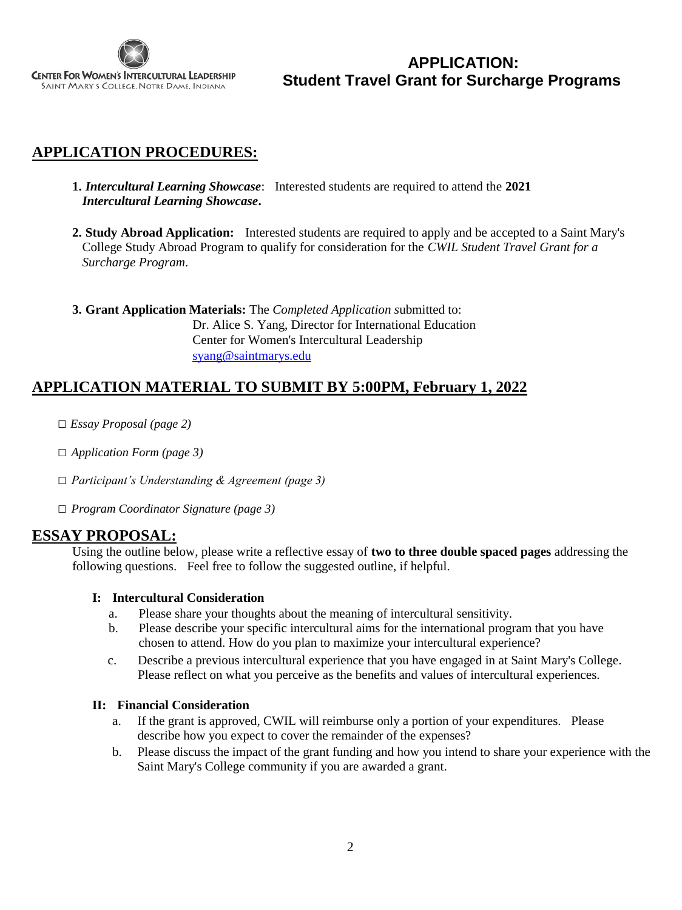CENTER FOR WOMEN'S INTERCULTURAL LEADERSHIP
SAINT MARY'S COLLEGE, NOTRE DAME, INDIANA

# APPLICATION: Student Travel Grant for Surcharge Programs

## APPLICATION PROCEDURES:

1. ***Intercultural Learning Showcase***: Interested students are required to attend the **2021 *Intercultural Learning Showcase*.**

2. **Study Abroad Application:** Interested students are required to apply and be accepted to a Saint Mary's College Study Abroad Program to qualify for consideration for the *CWIL Student Travel Grant for a Surcharge Program*.

3. **Grant Application Materials:** The *Completed Application s*ubmitted to:
   Dr. Alice S. Yang, Director for International Education
   Center for Women's Intercultural Leadership
   syang@saintmarys.edu

## APPLICATION MATERIAL TO SUBMIT BY 5:00PM, February 1, 2022

□ *Essay Proposal (page 2)*

□ *Application Form (page 3)*

□ *Participant's Understanding & Agreement (page 3)*

□ *Program Coordinator Signature (page 3)*

## ESSAY PROPOSAL:

Using the outline below, please write a reflective essay of **two to three double spaced pages** addressing the following questions. Feel free to follow the suggested outline, if helpful.

**I: Intercultural Consideration**

a. Please share your thoughts about the meaning of intercultural sensitivity.
b. Please describe your specific intercultural aims for the international program that you have chosen to attend. How do you plan to maximize your intercultural experience?
c. Describe a previous intercultural experience that you have engaged in at Saint Mary's College. Please reflect on what you perceive as the benefits and values of intercultural experiences.

**II: Financial Consideration**

a. If the grant is approved, CWIL will reimburse only a portion of your expenditures. Please describe how you expect to cover the remainder of the expenses?
b. Please discuss the impact of the grant funding and how you intend to share your experience with the Saint Mary's College community if you are awarded a grant.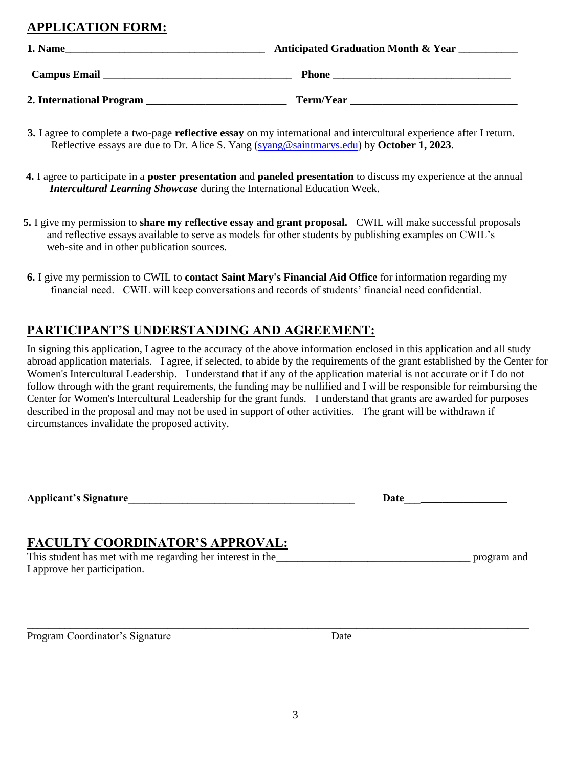## APPLICATION FORM:

**1. Name**_____________________________________ **Anticipated Graduation Month & Year** ___________

**Campus Email** __________________________________ **Phone** ________________________________

**2. International Program** _________________________ **Term/Year** ______________________________

**3.** I agree to complete a two-page **reflective essay** on my international and intercultural experience after I return. Reflective essays are due to Dr. Alice S. Yang (syang@saintmarys.edu) by **October 1, 2023**.

**4.** I agree to participate in a **poster presentation** and **paneled presentation** to discuss my experience at the annual ***Intercultural Learning Showcase*** during the International Education Week.

**5.** I give my permission to **share my reflective essay and grant proposal.** CWIL will make successful proposals and reflective essays available to serve as models for other students by publishing examples on CWIL's web-site and in other publication sources.

**6.** I give my permission to CWIL to **contact Saint Mary's Financial Aid Office** for information regarding my financial need. CWIL will keep conversations and records of students' financial need confidential.

## PARTICIPANT'S UNDERSTANDING AND AGREEMENT:

In signing this application, I agree to the accuracy of the above information enclosed in this application and all study abroad application materials. I agree, if selected, to abide by the requirements of the grant established by the Center for Women's Intercultural Leadership. I understand that if any of the application material is not accurate or if I do not follow through with the grant requirements, the funding may be nullified and I will be responsible for reimbursing the Center for Women's Intercultural Leadership for the grant funds. I understand that grants are awarded for purposes described in the proposal and may not be used in support of other activities. The grant will be withdrawn if circumstances invalidate the proposed activity.

**Applicant's Signature**__________________________________________ **Date**___________________

## FACULTY COORDINATOR'S APPROVAL:

This student has met with me regarding her interest in the___________________________________ program and I approve her participation.

_____________________________________________________________________________________

Program Coordinator's Signature Date